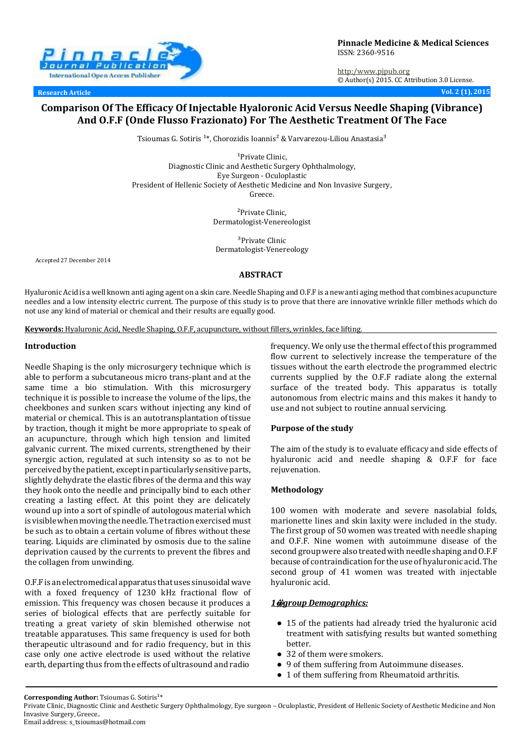Pinnacle Medicine & Medical Sciences
ISSN: 2360-9516

http:/www.pjpub.org
© Author(s) 2015. CC Attribution 3.0 License.

Research Article

# Comparison Of The Efficacy Of Injectable Hyaloronic Acid Versus Needle Shaping (Vibrance) And O.F.F (Onde Flusso Frazionato) For The Aesthetic Treatment Of The Face

Tsioumas G. Sotiris [1]*, Chorozidis Ioannis[2] & Varvarezou-Liliou Anastasia[3]

[1]Private Clinic,
Diagnostic Clinic and Aesthetic Surgery Ophthalmology,
Eye Surgeon - Oculoplastic
President of Hellenic Society of Aesthetic Medicine and Non Invasive Surgery,
Greece.

[2]Private Clinic,
Dermatologist-Venereologist

[3]Private Clinic
Dermatologist-Venereology

Accepted 27 December 2014

## ABSTRACT

Hyaluronic Acid is a well known anti aging agent on a skin care. Needle Shaping and O.F.F is a new anti aging method that combines acupuncture needles and a low intensity electric current. The purpose of this study is to prove that there are innovative wrinkle filler methods which do not use any kind of material or chemical and their results are equally good.

**Keywords:** Hyaluronic Acid, Needle Shaping, O.F.F, acupuncture, without fillers, wrinkles, face lifting.

## Introduction

Needle Shaping is the only microsurgery technique which is able to perform a subcutaneous micro trans-plant and at the same time a bio stimulation. With this microsurgery technique it is possible to increase the volume of the lips, the cheekbones and sunken scars without injecting any kind of material or chemical. This is an autotransplantation of tissue by traction, though it might be more appropriate to speak of an acupuncture, through which high tension and limited galvanic current. The mixed currents, strengthened by their synergic action, regulated at such intensity so as to not be perceived by the patient, except in particularly sensitive parts, slightly dehydrate the elastic fibres of the derma and this way they hook onto the needle and principally bind to each other creating a lasting effect. At this point they are delicately wound up into a sort of spindle of autologous material which is visible when moving the needle. The traction exercised must be such as to obtain a certain volume of fibres without these tearing. Liquids are climinated by osmosis due to the saline deprivation caused by the currents to prevent the fibres and the collagen from unwinding.

O.F.F is an electromedical apparatus that uses sinusoidal wave with a foxed frequency of 1230 kHz fractional flow of emission. This frequency was chosen because it produces a series of biological effects that are perfectly suitable for treating a great variety of skin blemished otherwise not treatable apparatuses. This same frequency is used for both therapeutic ultrasound and for radio frequency, but in this case only one active electrode is used without the relative earth, departing thus from the effects of ultrasound and radio frequency. We only use the thermal effect of this programmed flow current to selectively increase the temperature of the tissues without the earth electrode the programmed electric currents supplied by the O.F.F radiate along the external surface of the treated body. This apparatus is totally autonomous from electric mains and this makes it handy to use and not subject to routine annual servicing.

## Purpose of the study

The aim of the study is to evaluate efficacy and side effects of hyaluronic acid and needle shaping & O.F.F for face rejuvenation.

## Methodology

100 women with moderate and severe nasolabial folds, marionette lines and skin laxity were included in the study. The first group of 50 women was treated with needle shaping and O.F.F. Nine women with autoimmune disease of the second group were also treated with needle shaping and O.F.F because of contraindication for the use of hyaluronic acid. The second group of 41 women was treated with injectable hyaluronic acid.

***1st group Demographics:***

- 15 of the patients had already tried the hyaluronic acid treatment with satisfying results but wanted something better.
- 32 of them were smokers.
- 9 of them suffering from Autoimmune diseases.
- 1 of them suffering from Rheumatoid arthritis.

**Corresponding Author:** Tsioumas G. Sotiris[1]*
Private Clinic, Diagnostic Clinic and Aesthetic Surgery Ophthalmology, Eye surgeon – Oculoplastic, President of Hellenic Society of Aesthetic Medicine and Non Invasive Surgery, Greece..
Email address: s_tsioumas@hotmail.com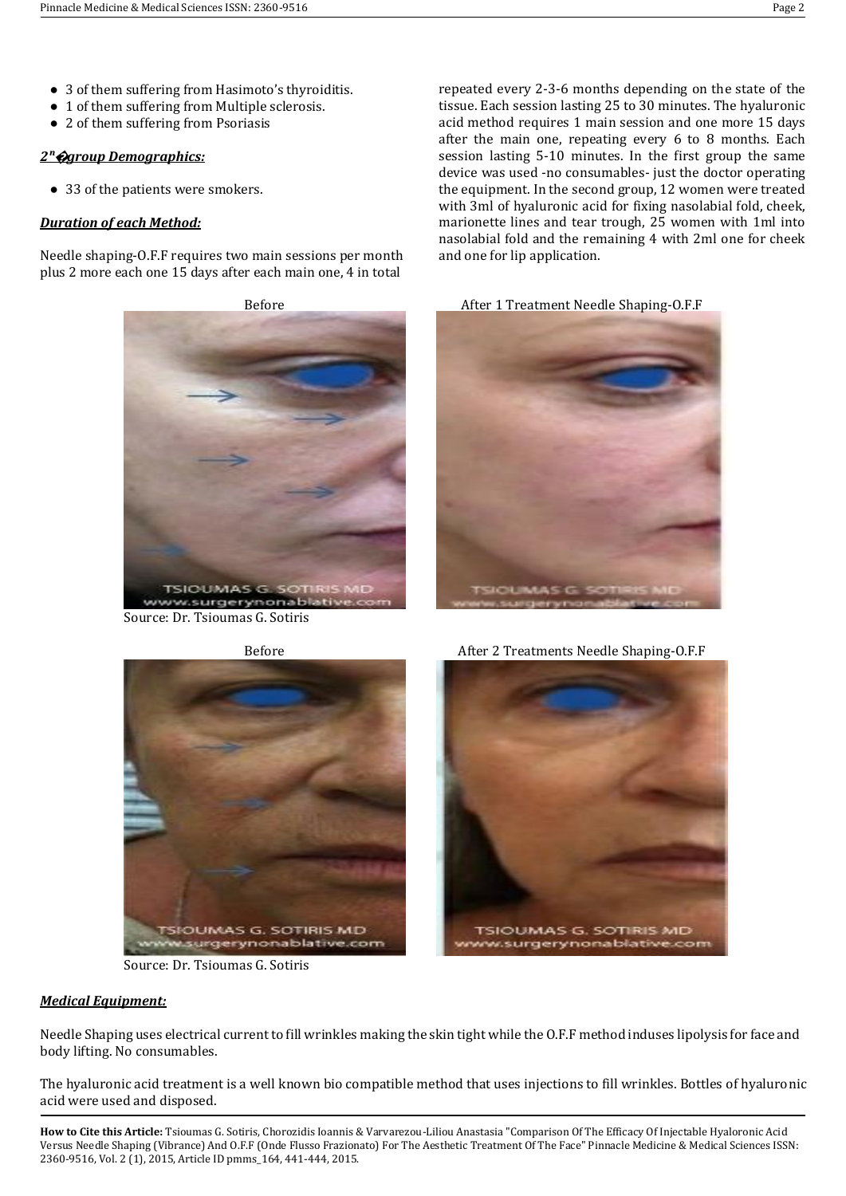- 3 of them suffering from Hasimoto's thyroiditis.
- 1 of them suffering from Multiple sclerosis.
- 2 of them suffering from Psoriasis

***2"�group Demographics:***

- 33 of the patients were smokers.

***Duration of each Method:***

Needle shaping-O.F.F requires two main sessions per month plus 2 more each one 15 days after each main one, 4 in total repeated every 2-3-6 months depending on the state of the tissue. Each session lasting 25 to 30 minutes. The hyaluronic acid method requires 1 main session and one more 15 days after the main one, repeating every 6 to 8 months. Each session lasting 5-10 minutes. In the first group the same device was used -no consumables- just the doctor operating the equipment. In the second group, 12 women were treated with 3ml of hyaluronic acid for fixing nasolabial fold, cheek, marionette lines and tear trough, 25 women with 1ml into nasolabial fold and the remaining 4 with 2ml one for cheek and one for lip application.

Before

After 1 Treatment Needle Shaping-O.F.F

Source: Dr. Tsioumas G. Sotiris

Before

After 2 Treatments Needle Shaping-O.F.F

Source: Dr. Tsioumas G. Sotiris

***Medical Equipment:***

Needle Shaping uses electrical current to fill wrinkles making the skin tight while the O.F.F method induses lipolysis for face and body lifting. No consumables.

The hyaluronic acid treatment is a well known bio compatible method that uses injections to fill wrinkles. Bottles of hyaluronic acid were used and disposed.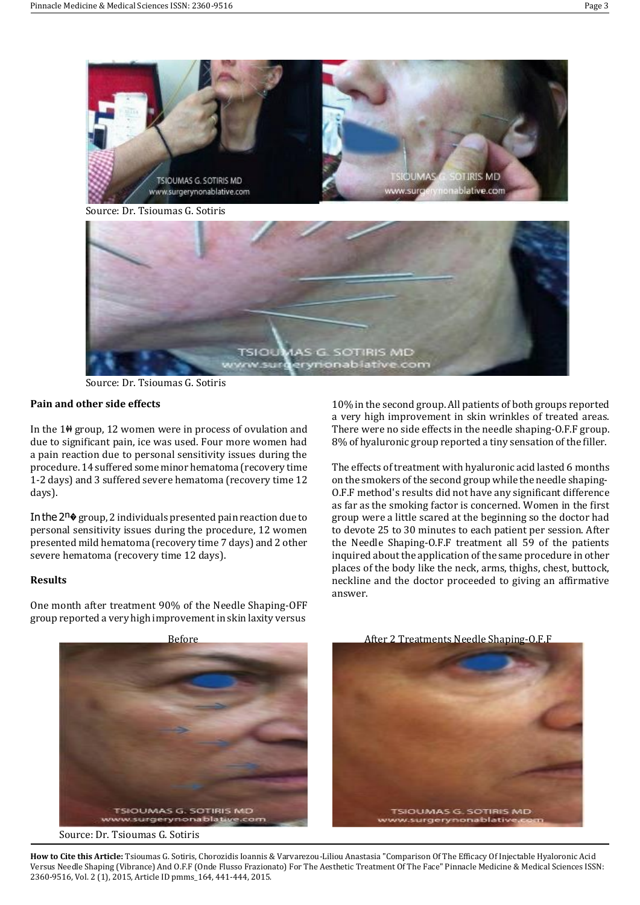Source: Dr. Tsioumas G. Sotiris

Source: Dr. Tsioumas G. Sotiris

### Pain and other side effects

In the 1st group, 12 women were in process of ovulation and due to significant pain, ice was used. Four more women had a pain reaction due to personal sensitivity issues during the procedure. 14 suffered some minor hematoma (recovery time 1-2 days) and 3 suffered severe hematoma (recovery time 12 days).

In the 2nd group, 2 individuals presented pain reaction due to personal sensitivity issues during the procedure, 12 women presented mild hematoma (recovery time 7 days) and 2 other severe hematoma (recovery time 12 days).

### Results

One month after treatment 90% of the Needle Shaping-OFF group reported a very high improvement in skin laxity versus 10% in the second group. All patients of both groups reported a very high improvement in skin wrinkles of treated areas. There were no side effects in the needle shaping-O.F.F group. 8% of hyaluronic group reported a tiny sensation of the filler.

The effects of treatment with hyaluronic acid lasted 6 months on the smokers of the second group while the needle shaping-O.F.F method's results did not have any significant difference as far as the smoking factor is concerned. Women in the first group were a little scared at the beginning so the doctor had to devote 25 to 30 minutes to each patient per session. After the Needle Shaping-O.F.F treatment all 59 of the patients inquired about the application of the same procedure in other places of the body like the neck, arms, thighs, chest, buttock, neckline and the doctor proceeded to giving an affirmative answer.

Before

After 2 Treatments Needle Shaping-O.F.F

Source: Dr. Tsioumas G. Sotiris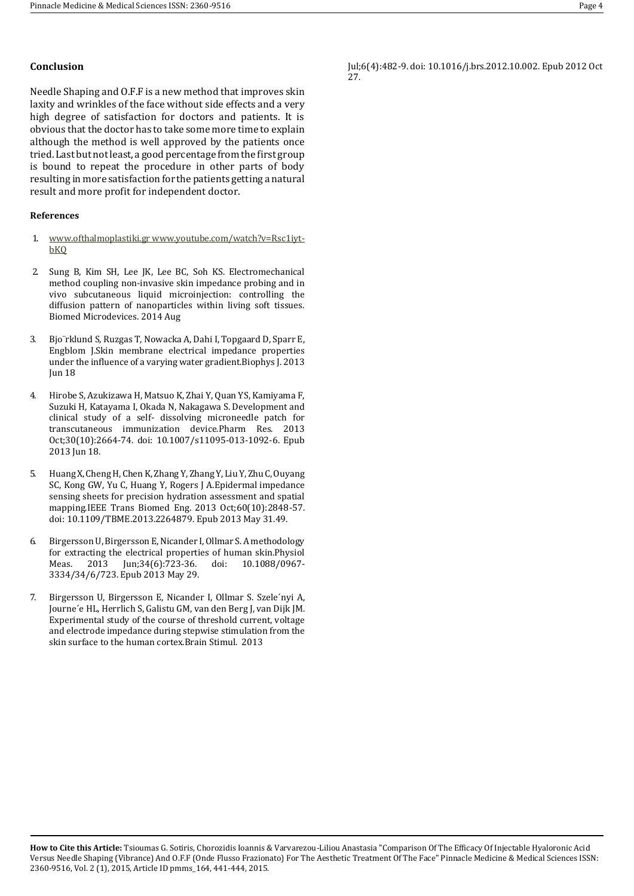## Conclusion

Needle Shaping and O.F.F is a new method that improves skin laxity and wrinkles of the face without side effects and a very high degree of satisfaction for doctors and patients. It is obvious that the doctor has to take some more time to explain although the method is well approved by the patients once tried. Last but not least, a good percentage from the first group is bound to repeat the procedure in other parts of body resulting in more satisfaction for the patients getting a natural result and more profit for independent doctor.

### References

1. www.ofthalmoplastiki.gr www.youtube.com/watch?v=Rsc1iyt-bKQ
2. Sung B, Kim SH, Lee JK, Lee BC, Soh KS. Electromechanical method coupling non-invasive skin impedance probing and in vivo subcutaneous liquid microinjection: controlling the diffusion pattern of nanoparticles within living soft tissues. Biomed Microdevices. 2014 Aug
3. Bjo¨rklund S, Ruzgas T, Nowacka A, Dahi I, Topgaard D, Sparr E, Engblom J.Skin membrane electrical impedance properties under the influence of a varying water gradient.Biophys J. 2013 Jun 18
4. Hirobe S, Azukizawa H, Matsuo K, Zhai Y, Quan YS, Kamiyama F, Suzuki H, Katayama I, Okada N, Nakagawa S. Development and clinical study of a self- dissolving microneedle patch for transcutaneous immunization device.Pharm Res. 2013 Oct;30(10):2664-74. doi: 10.1007/s11095-013-1092-6. Epub 2013 Jun 18.
5. Huang X, Cheng H, Chen K, Zhang Y, Zhang Y, Liu Y, Zhu C, Ouyang SC, Kong GW, Yu C, Huang Y, Rogers J A.Epidermal impedance sensing sheets for precision hydration assessment and spatial mapping.IEEE Trans Biomed Eng. 2013 Oct;60(10):2848-57. doi: 10.1109/TBME.2013.2264879. Epub 2013 May 31.49.
6. Birgersson U, Birgersson E, Nicander I, Ollmar S. A methodology for extracting the electrical properties of human skin.Physiol Meas. 2013 Jun;34(6):723-36. doi: 10.1088/0967-3334/34/6/723. Epub 2013 May 29.
7. Birgersson U, Birgersson E, Nicander I, Ollmar S. Szele´nyi A, Journe´e HL, Herrlich S, Galistu GM, van den Berg J, van Dijk JM. Experimental study of the course of threshold current, voltage and electrode impedance during stepwise stimulation from the skin surface to the human cortex.Brain Stimul. 2013 Jul;6(4):482-9. doi: 10.1016/j.brs.2012.10.002. Epub 2012 Oct 27.

**How to Cite this Article:** Tsioumas G. Sotiris, Chorozidis Ioannis & Varvarezou-Liliou Anastasia "Comparison Of The Efficacy Of Injectable Hyaloronic Acid Versus Needle Shaping (Vibrance) And O.F.F (Onde Flusso Frazionato) For The Aesthetic Treatment Of The Face" Pinnacle Medicine & Medical Sciences ISSN: 2360-9516, Vol. 2 (1), 2015, Article ID pmms_164, 441-444, 2015.